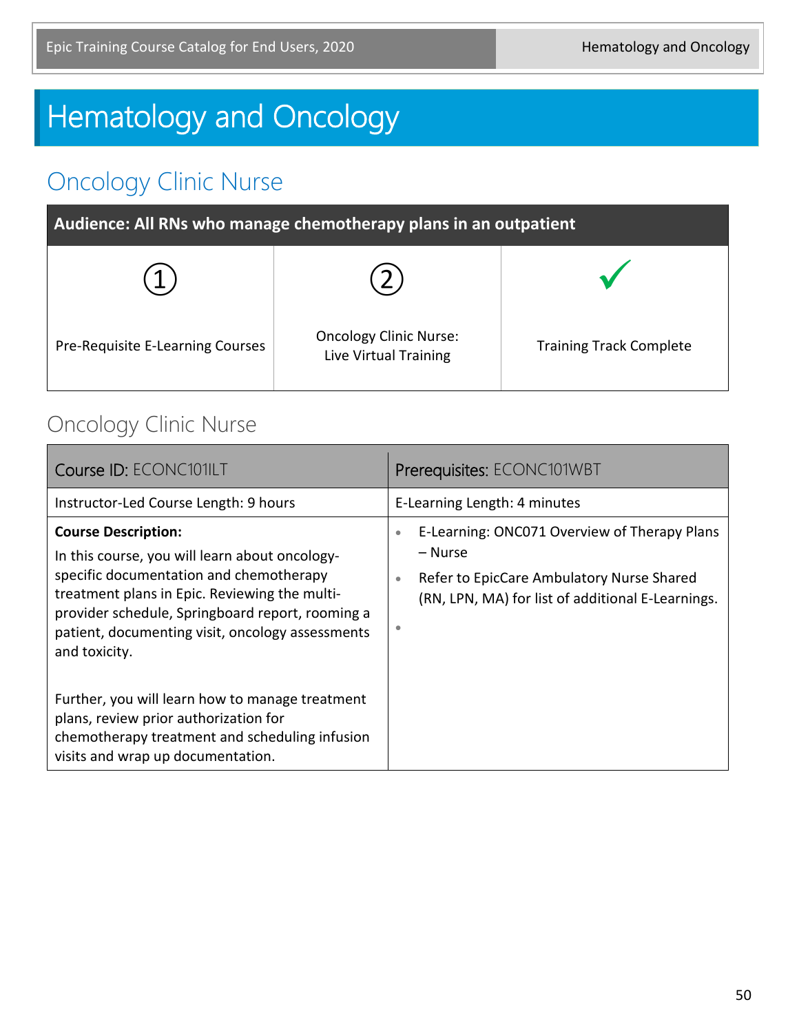# Hematology and Oncology

## Oncology Clinic Nurse

| Audience: All RNs who manage chemotherapy plans in an outpatient | | |
|---|---|---|
| ① | ② | ✓ |
| Pre-Requisite E-Learning Courses | Oncology Clinic Nurse: Live Virtual Training | Training Track Complete |

### Oncology Clinic Nurse

| Course ID: ECONC101ILT | Prerequisites: ECONC101WBT |
|---|---|
| Instructor-Led Course Length: 9 hours | E-Learning Length: 4 minutes |
| **Course Description:**<br>In this course, you will learn about oncology-specific documentation and chemotherapy treatment plans in Epic. Reviewing the multi-provider schedule, Springboard report, rooming a patient, documenting visit, oncology assessments and toxicity.<br><br>Further, you will learn how to manage treatment plans, review prior authorization for chemotherapy treatment and scheduling infusion visits and wrap up documentation. | • E-Learning: ONC071 Overview of Therapy Plans – Nurse<br>• Refer to EpicCare Ambulatory Nurse Shared (RN, LPN, MA) for list of additional E-Learnings.<br>• |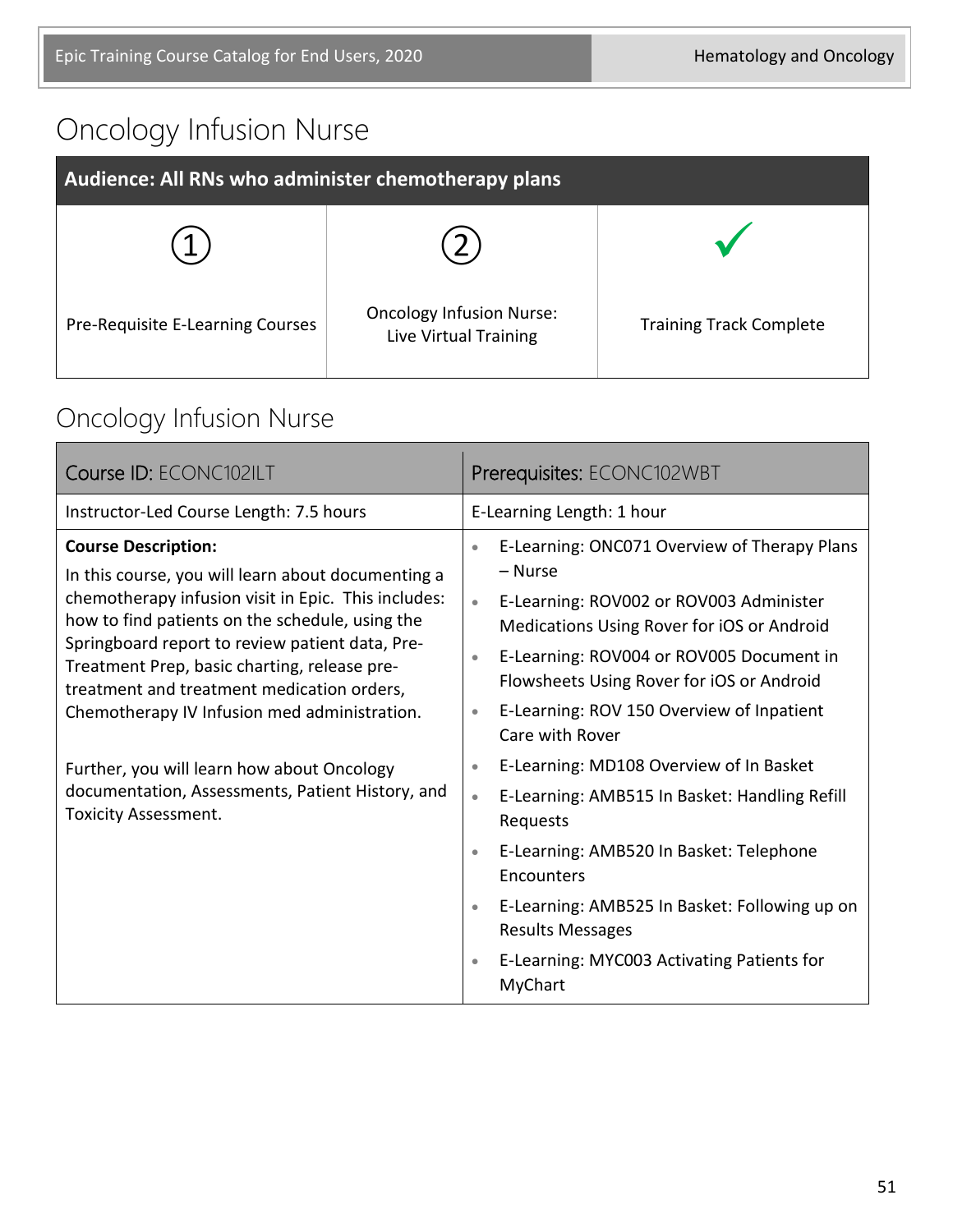# Oncology Infusion Nurse

| **Audience: All RNs who administer chemotherapy plans** | | |
|---|---|---|
| ① | ② | ✓ |
| Pre-Requisite E-Learning Courses | Oncology Infusion Nurse: Live Virtual Training | Training Track Complete |

## Oncology Infusion Nurse

| Course ID: ECONC102ILT | Prerequisites: ECONC102WBT |
|---|---|
| Instructor-Led Course Length: 7.5 hours | E-Learning Length: 1 hour |
| **Course Description:**<br>In this course, you will learn about documenting a chemotherapy infusion visit in Epic. This includes: how to find patients on the schedule, using the Springboard report to review patient data, Pre-Treatment Prep, basic charting, release pre-treatment and treatment medication orders, Chemotherapy IV Infusion med administration.<br><br>Further, you will learn how about Oncology documentation, Assessments, Patient History, and Toxicity Assessment. | • E-Learning: ONC071 Overview of Therapy Plans – Nurse<br>• E-Learning: ROV002 or ROV003 Administer Medications Using Rover for iOS or Android<br>• E-Learning: ROV004 or ROV005 Document in Flowsheets Using Rover for iOS or Android<br>• E-Learning: ROV 150 Overview of Inpatient Care with Rover<br>• E-Learning: MD108 Overview of In Basket<br>• E-Learning: AMB515 In Basket: Handling Refill Requests<br>• E-Learning: AMB520 In Basket: Telephone Encounters<br>• E-Learning: AMB525 In Basket: Following up on Results Messages<br>• E-Learning: MYC003 Activating Patients for MyChart |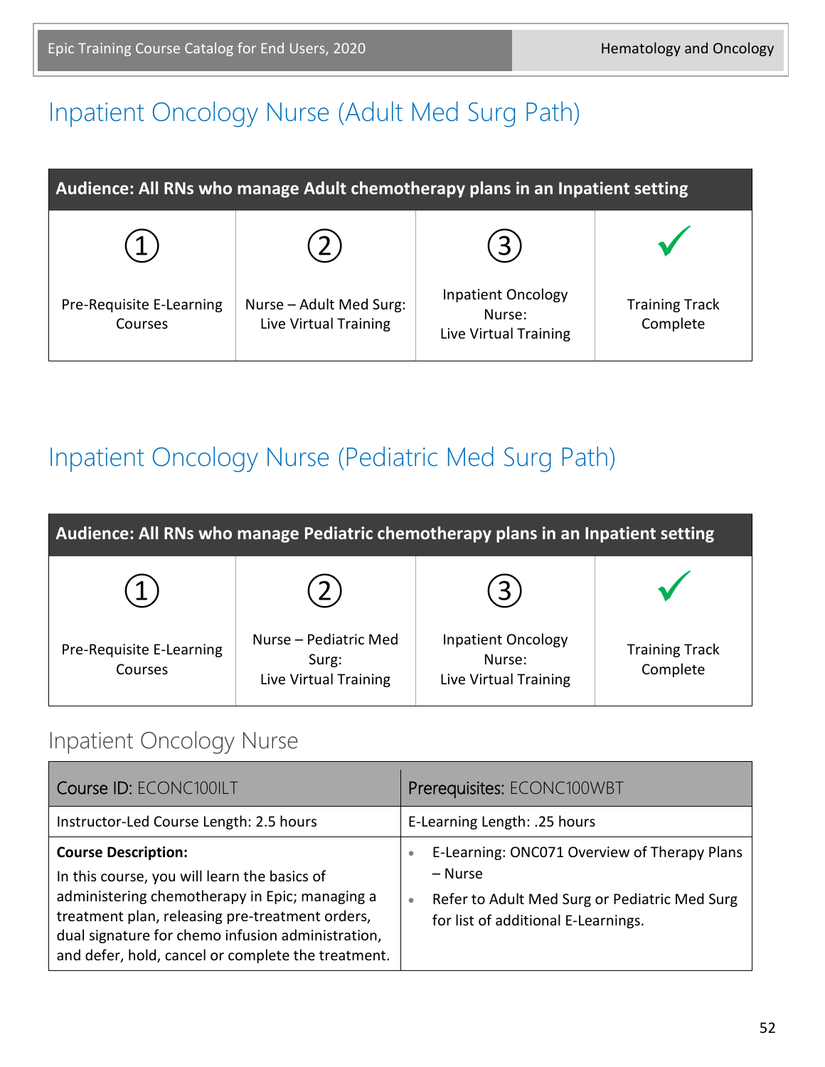# Inpatient Oncology Nurse (Adult Med Surg Path)

| Audience: All RNs who manage Adult chemotherapy plans in an Inpatient setting | | | |
|---|---|---|---|
| ① Pre-Requisite E-Learning Courses | ② Nurse – Adult Med Surg: Live Virtual Training | ③ Inpatient Oncology Nurse: Live Virtual Training | ✓ Training Track Complete |

# Inpatient Oncology Nurse (Pediatric Med Surg Path)

| Audience: All RNs who manage Pediatric chemotherapy plans in an Inpatient setting | | | |
|---|---|---|---|
| ① Pre-Requisite E-Learning Courses | ② Nurse – Pediatric Med Surg: Live Virtual Training | ③ Inpatient Oncology Nurse: Live Virtual Training | ✓ Training Track Complete |

## Inpatient Oncology Nurse

| Course ID: ECONC100ILT | Prerequisites: ECONC100WBT |
|---|---|
| Instructor-Led Course Length: 2.5 hours | E-Learning Length: .25 hours |
| **Course Description:** In this course, you will learn the basics of administering chemotherapy in Epic; managing a treatment plan, releasing pre-treatment orders, dual signature for chemo infusion administration, and defer, hold, cancel or complete the treatment. | • E-Learning: ONC071 Overview of Therapy Plans – Nurse<br>• Refer to Adult Med Surg or Pediatric Med Surg for list of additional E-Learnings. |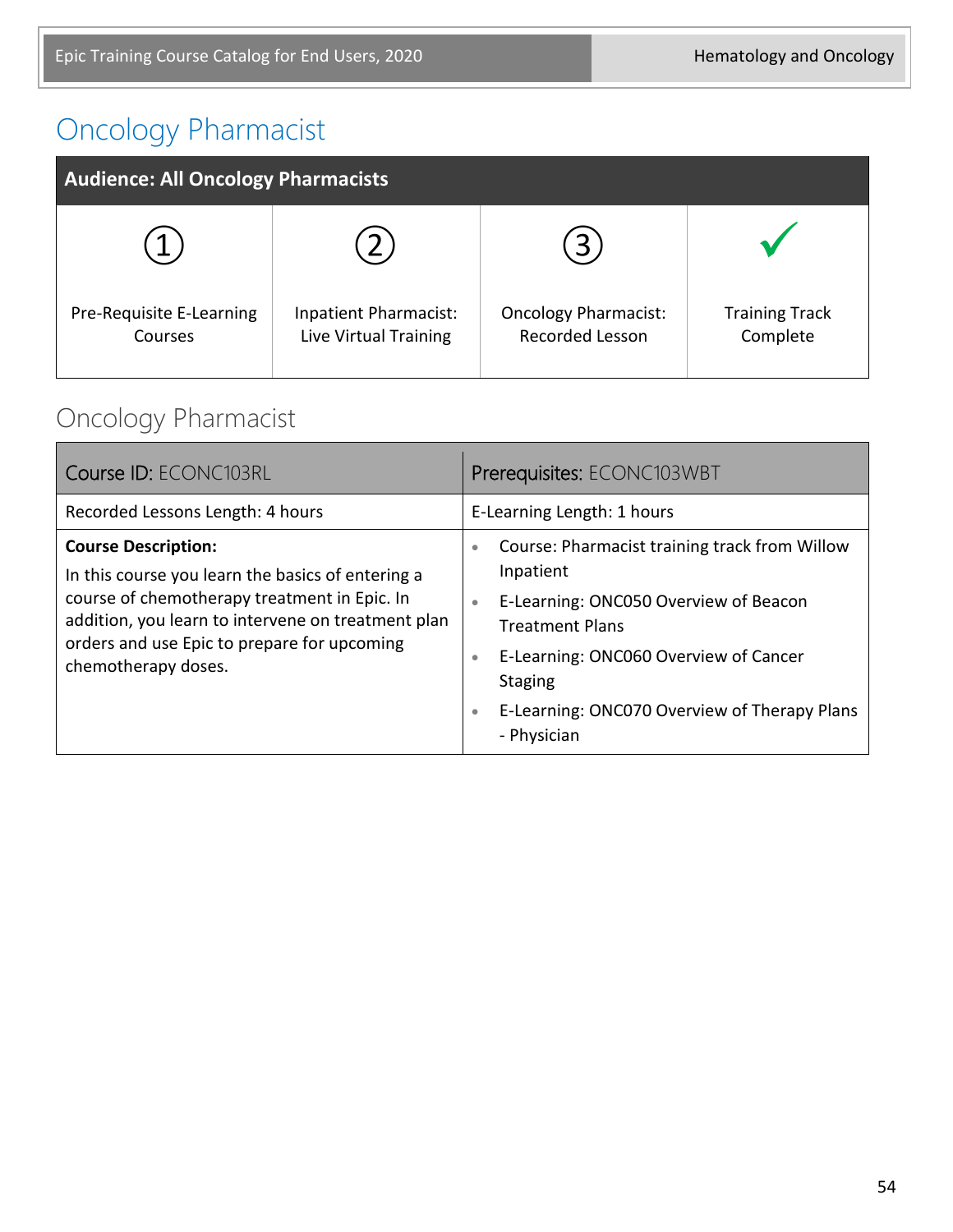# Oncology Pharmacist

| Audience: All Oncology Pharmacists | | | |
|---|---|---|---|
| ① Pre-Requisite E-Learning Courses | ② Inpatient Pharmacist: Live Virtual Training | ③ Oncology Pharmacist: Recorded Lesson | ✓ Training Track Complete |

## Oncology Pharmacist

| Course ID: ECONC103RL | Prerequisites: ECONC103WBT |
|---|---|
| Recorded Lessons Length: 4 hours | E-Learning Length: 1 hours |
| **Course Description:** In this course you learn the basics of entering a course of chemotherapy treatment in Epic. In addition, you learn to intervene on treatment plan orders and use Epic to prepare for upcoming chemotherapy doses. | • Course: Pharmacist training track from Willow Inpatient<br>• E-Learning: ONC050 Overview of Beacon Treatment Plans<br>• E-Learning: ONC060 Overview of Cancer Staging<br>• E-Learning: ONC070 Overview of Therapy Plans - Physician |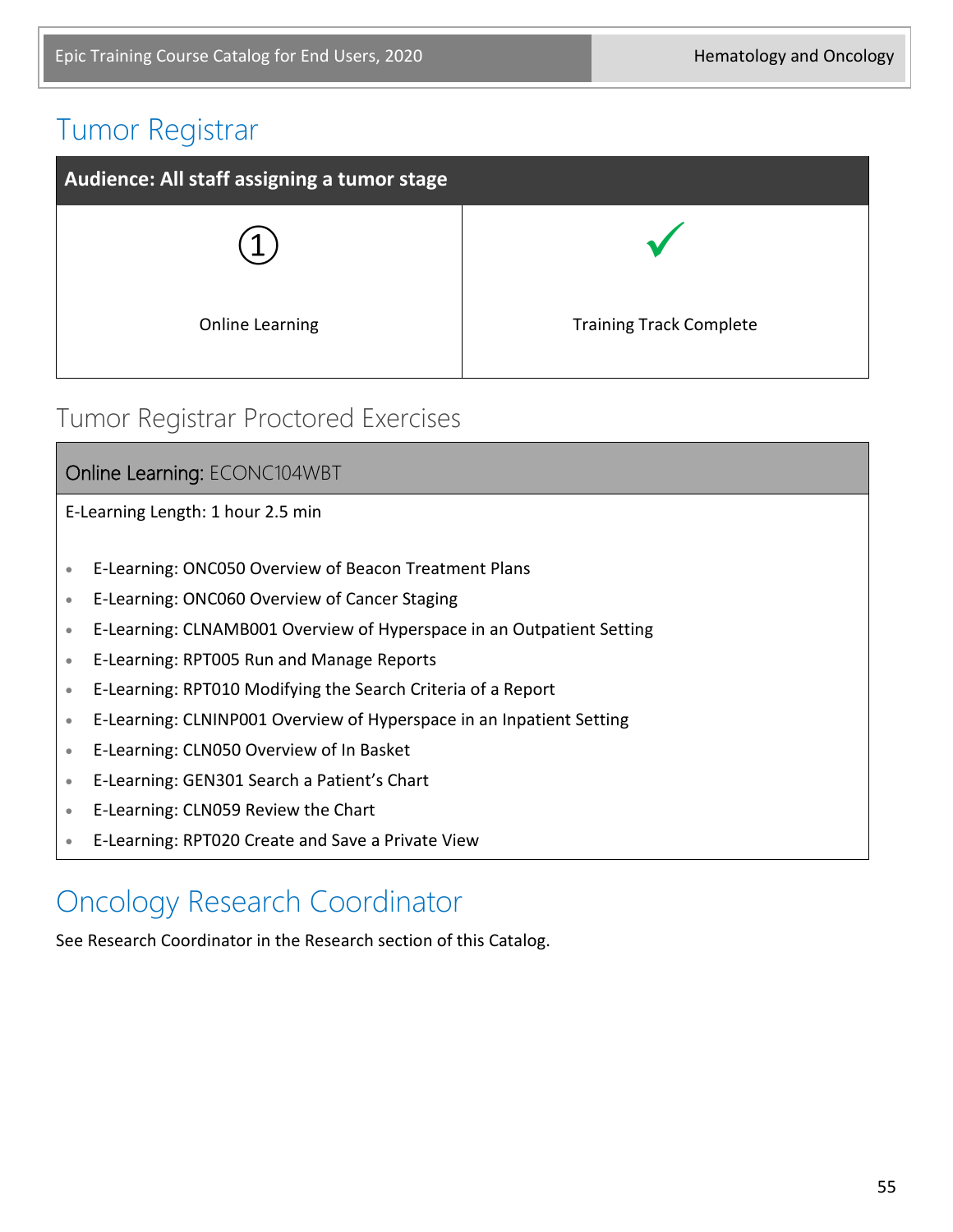# Tumor Registrar

| Audience: All staff assigning a tumor stage | |
|---|---|
| ① Online Learning | ✓ Training Track Complete |

## Tumor Registrar Proctored Exercises

**Online Learning:** ECONC104WBT

E-Learning Length: 1 hour 2.5 min

- E-Learning: ONC050 Overview of Beacon Treatment Plans
- E-Learning: ONC060 Overview of Cancer Staging
- E-Learning: CLNAMB001 Overview of Hyperspace in an Outpatient Setting
- E-Learning: RPT005 Run and Manage Reports
- E-Learning: RPT010 Modifying the Search Criteria of a Report
- E-Learning: CLNINP001 Overview of Hyperspace in an Inpatient Setting
- E-Learning: CLN050 Overview of In Basket
- E-Learning: GEN301 Search a Patient's Chart
- E-Learning: CLN059 Review the Chart
- E-Learning: RPT020 Create and Save a Private View

# Oncology Research Coordinator

See Research Coordinator in the Research section of this Catalog.